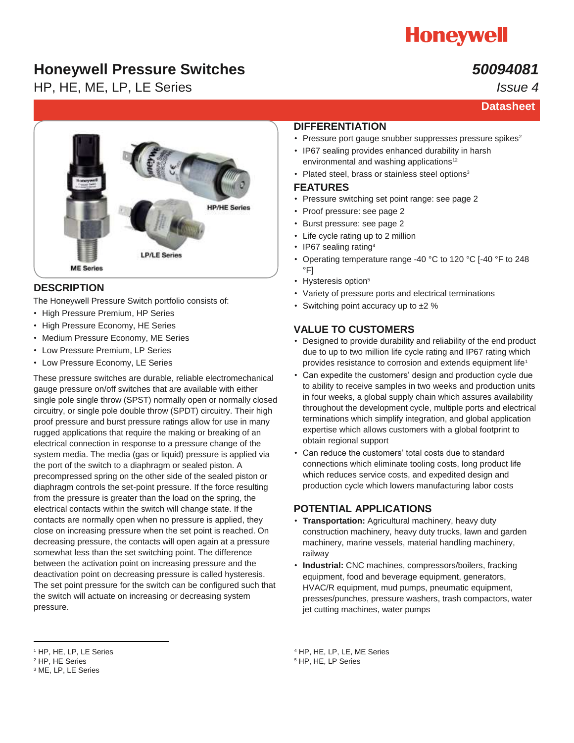Honeywell

# Honeywell Pressure Switches

HP, HE, ME, LP, LE Series

***50094081***

*Issue 4*

**Datasheet**

## DESCRIPTION

The Honeywell Pressure Switch portfolio consists of:

- High Pressure Premium, HP Series
- High Pressure Economy, HE Series
- Medium Pressure Economy, ME Series
- Low Pressure Premium, LP Series
- Low Pressure Economy, LE Series

These pressure switches are durable, reliable electromechanical gauge pressure on/off switches that are available with either single pole single throw (SPST) normally open or normally closed circuitry, or single pole double throw (SPDT) circuitry. Their high proof pressure and burst pressure ratings allow for use in many rugged applications that require the making or breaking of an electrical connection in response to a pressure change of the system media. The media (gas or liquid) pressure is applied via the port of the switch to a diaphragm or sealed piston. A precompressed spring on the other side of the sealed piston or diaphragm controls the set-point pressure. If the force resulting from the pressure is greater than the load on the spring, the electrical contacts within the switch will change state. If the contacts are normally open when no pressure is applied, they close on increasing pressure when the set point is reached. On decreasing pressure, the contacts will open again at a pressure somewhat less than the set switching point. The difference between the activation point on increasing pressure and the deactivation point on decreasing pressure is called hysteresis. The set point pressure for the switch can be configured such that the switch will actuate on increasing or decreasing system pressure.

## DIFFERENTIATION

- Pressure port gauge snubber suppresses pressure spikes[2]
- IP67 sealing provides enhanced durability in harsh environmental and washing applications[1,2]
- Plated steel, brass or stainless steel options[3]

## FEATURES

- Pressure switching set point range: see page 2
- Proof pressure: see page 2
- Burst pressure: see page 2
- Life cycle rating up to 2 million
- IP67 sealing rating[4]
- Operating temperature range -40 °C to 120 °C [-40 °F to 248 °F]
- Hysteresis option[5]
- Variety of pressure ports and electrical terminations
- Switching point accuracy up to ±2 %

## VALUE TO CUSTOMERS

- Designed to provide durability and reliability of the end product due to up to two million life cycle rating and IP67 rating which provides resistance to corrosion and extends equipment life[1]
- Can expedite the customers' design and production cycle due to ability to receive samples in two weeks and production units in four weeks, a global supply chain which assures availability throughout the development cycle, multiple ports and electrical terminations which simplify integration, and global application expertise which allows customers with a global footprint to obtain regional support
- Can reduce the customers' total costs due to standard connections which eliminate tooling costs, long product life which reduces service costs, and expedited design and production cycle which lowers manufacturing labor costs

## POTENTIAL APPLICATIONS

- **Transportation:** Agricultural machinery, heavy duty construction machinery, heavy duty trucks, lawn and garden machinery, marine vessels, material handling machinery, railway
- **Industrial:** CNC machines, compressors/boilers, fracking equipment, food and beverage equipment, generators, HVAC/R equipment, mud pumps, pneumatic equipment, presses/punches, pressure washers, trash compactors, water jet cutting machines, water pumps

---

[1] HP, HE, LP, LE Series
[2] HP, HE Series
[3] ME, LP, LE Series
[4] HP, HE, LP, LE, ME Series
[5] HP, HE, LP Series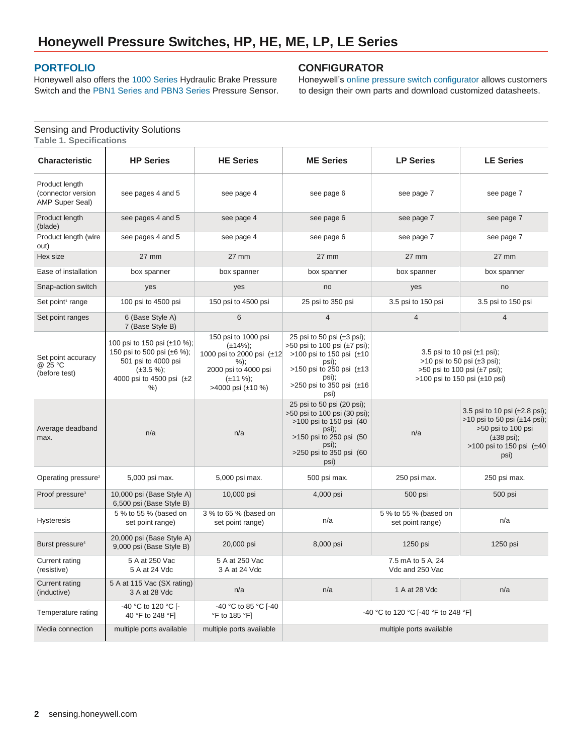# Honeywell Pressure Switches, HP, HE, ME, LP, LE Series

## PORTFOLIO

Honeywell also offers the 1000 Series Hydraulic Brake Pressure Switch and the PBN1 Series and PBN3 Series Pressure Sensor.

## CONFIGURATOR

Honeywell's online pressure switch configurator allows customers to design their own parts and download customized datasheets.

Sensing and Productivity Solutions

**Table 1. Specifications**

| Characteristic | HP Series | HE Series | ME Series | LP Series | LE Series |
|---|---|---|---|---|---|
| Product length (connector version AMP Super Seal) | see pages 4 and 5 | see page 4 | see page 6 | see page 7 | see page 7 |
| Product length (blade) | see pages 4 and 5 | see page 4 | see page 6 | see page 7 | see page 7 |
| Product length (wire out) | see pages 4 and 5 | see page 4 | see page 6 | see page 7 | see page 7 |
| Hex size | 27 mm | 27 mm | 27 mm | 27 mm | 27 mm |
| Ease of installation | box spanner | box spanner | box spanner | box spanner | box spanner |
| Snap-action switch | yes | yes | no | yes | no |
| Set point[1] range | 100 psi to 4500 psi | 150 psi to 4500 psi | 25 psi to 350 psi | 3.5 psi to 150 psi | 3.5 psi to 150 psi |
| Set point ranges | 6 (Base Style A) 7 (Base Style B) | 6 | 4 | 4 | 4 |
| Set point accuracy @ 25 °C (before test) | 100 psi to 150 psi (±10 %); 150 psi to 500 psi (±6 %); 501 psi to 4000 psi (±3.5 %); 4000 psi to 4500 psi (±2 %) | 150 psi to 1000 psi (±14%); 1000 psi to 2000 psi (±12 %); 2000 psi to 4000 psi (±11 %); >4000 psi (±10 %) | 25 psi to 50 psi (±3 psi); >50 psi to 100 psi (±7 psi); >100 psi to 150 psi (±10 psi); >150 psi to 250 psi (±13 psi); >250 psi to 350 psi (±16 psi) | 3.5 psi to 10 psi (±1 psi); >10 psi to 50 psi (±3 psi); >50 psi to 100 psi (±7 psi); >100 psi to 150 psi (±10 psi) | |
| Average deadband max. | n/a | n/a | 25 psi to 50 psi (20 psi); >50 psi to 100 psi (30 psi); >100 psi to 150 psi (40 psi); >150 psi to 250 psi (50 psi); >250 psi to 350 psi (60 psi) | n/a | 3.5 psi to 10 psi (±2.8 psi); >10 psi to 50 psi (±14 psi); >50 psi to 100 psi (±38 psi); >100 psi to 150 psi (±40 psi) |
| Operating pressure[2] | 5,000 psi max. | 5,000 psi max. | 500 psi max. | 250 psi max. | 250 psi max. |
| Proof pressure[3] | 10,000 psi (Base Style A) 6,500 psi (Base Style B) | 10,000 psi | 4,000 psi | 500 psi | 500 psi |
| Hysteresis | 5 % to 55 % (based on set point range) | 3 % to 65 % (based on set point range) | n/a | 5 % to 55 % (based on set point range) | n/a |
| Burst pressure[4] | 20,000 psi (Base Style A) 9,000 psi (Base Style B) | 20,000 psi | 8,000 psi | 1250 psi | 1250 psi |
| Current rating (resistive) | 5 A at 250 Vac 5 A at 24 Vdc | 5 A at 250 Vac 3 A at 24 Vdc | 7.5 mA to 5 A, 24 Vdc and 250 Vac | | |
| Current rating (inductive) | 5 A at 115 Vac (SX rating) 3 A at 28 Vdc | n/a | n/a | 1 A at 28 Vdc | n/a |
| Temperature rating | -40 °C to 120 °C [-40 °F to 248 °F] | -40 °C to 85 °C [-40 °F to 185 °F] | -40 °C to 120 °C [-40 °F to 248 °F] | | |
| Media connection | multiple ports available | multiple ports available | multiple ports available | | |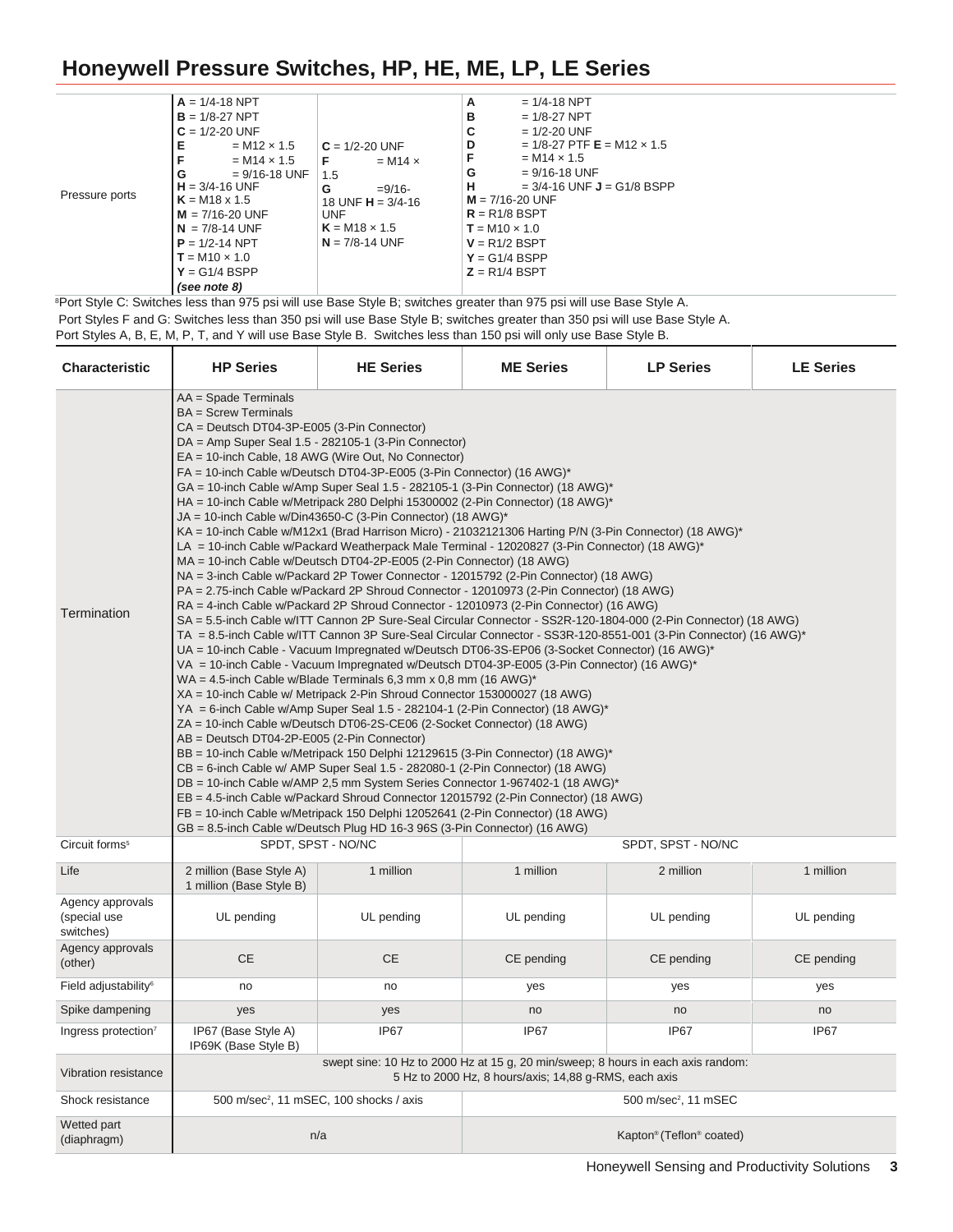# Honeywell Pressure Switches, HP, HE, ME, LP, LE Series

| Characteristic | HP Series | HE Series | ME Series | LP Series | LE Series |
|---|---|---|---|---|---|
| Pressure ports | **A** = 1/4-18 NPT<br>**B** = 1/8-27 NPT<br>**C** = 1/2-20 UNF<br>**E** = M12 × 1.5<br>**F** = M14 × 1.5<br>**G** = 9/16-18 UNF<br>**H** = 3/4-16 UNF<br>**K** = M18 x 1.5<br>**M** = 7/16-20 UNF<br>**N** = 7/8-14 UNF<br>**P** = 1/2-14 NPT<br>**T** = M10 × 1.0<br>**Y** = G1/4 BSPP<br>*(see note 8)* | **C** = 1/2-20 UNF<br>**F** = M14 × 1.5<br>**G** = 9/16-18 UNF<br>**H** = 3/4-16 UNF<br>**K** = M18 × 1.5<br>**N** = 7/8-14 UNF | **A** = 1/4-18 NPT<br>**B** = 1/8-27 NPT<br>**C** = 1/2-20 UNF<br>**D** = 1/8-27 PTF **E** = M12 × 1.5<br>**F** = M14 × 1.5<br>**G** = 9/16-18 UNF<br>**H** = 3/4-16 UNF **J** = G1/8 BSPP<br>**M** = 7/16-20 UNF<br>**R** = R1/8 BSPT<br>**T** = M10 × 1.0<br>**V** = R1/2 BSPT<br>**Y** = G1/4 BSPP<br>**Z** = R1/4 BSPT | | |

[8]Port Style C: Switches less than 975 psi will use Base Style B; switches greater than 975 psi will use Base Style A.
Port Styles F and G: Switches less than 350 psi will use Base Style B; switches greater than 350 psi will use Base Style A.
Port Styles A, B, E, M, P, T, and Y will use Base Style B. Switches less than 150 psi will only use Base Style B.

| Characteristic | HP Series | HE Series | ME Series | LP Series | LE Series |
|---|---|---|---|---|---|
| Termination | AA = Spade Terminals<br>BA = Screw Terminals<br>CA = Deutsch DT04-3P-E005 (3-Pin Connector)<br>DA = Amp Super Seal 1.5 - 282105-1 (3-Pin Connector)<br>EA = 10-inch Cable, 18 AWG (Wire Out, No Connector)<br>FA = 10-inch Cable w/Deutsch DT04-3P-E005 (3-Pin Connector) (16 AWG)*<br>GA = 10-inch Cable w/Amp Super Seal 1.5 - 282105-1 (3-Pin Connector) (18 AWG)*<br>HA = 10-inch Cable w/Metripack 280 Delphi 15300002 (2-Pin Connector) (18 AWG)*<br>JA = 10-inch Cable w/Din43650-C (3-Pin Connector) (18 AWG)*<br>KA = 10-inch Cable w/M12x1 (Brad Harrison Micro) - 21032121306 Harting P/N (3-Pin Connector) (18 AWG)*<br>LA = 10-inch Cable w/Packard Weatherpack Male Terminal - 12020827 (3-Pin Connector) (18 AWG)*<br>MA = 10-inch Cable w/Deutsch DT04-2P-E005 (2-Pin Connector) (18 AWG)<br>NA = 3-inch Cable w/Packard 2P Tower Connector - 12015792 (2-Pin Connector) (18 AWG)<br>PA = 2.75-inch Cable w/Packard 2P Shroud Connector - 12010973 (2-Pin Connector) (18 AWG)<br>RA = 4-inch Cable w/Packard 2P Shroud Connector - 12010973 (2-Pin Connector) (16 AWG)<br>SA = 5.5-inch Cable w/ITT Cannon 2P Sure-Seal Circular Connector - SS2R-120-1804-000 (2-Pin Connector) (18 AWG)<br>TA = 8.5-inch Cable w/ITT Cannon 3P Sure-Seal Circular Connector - SS3R-120-8551-001 (3-Pin Connector) (16 AWG)*<br>UA = 10-inch Cable - Vacuum Impregnated w/Deutsch DT06-3S-EP06 (3-Socket Connector) (16 AWG)*<br>VA = 10-inch Cable - Vacuum Impregnated w/Deutsch DT04-3P-E005 (3-Pin Connector) (16 AWG)*<br>WA = 4.5-inch Cable w/Blade Terminals 6,3 mm x 0,8 mm (16 AWG)*<br>XA = 10-inch Cable w/ Metripack 2-Pin Shroud Connector 153000027 (18 AWG)<br>YA = 6-inch Cable w/Amp Super Seal 1.5 - 282104-1 (2-Pin Connector) (18 AWG)*<br>ZA = 10-inch Cable w/Deutsch DT06-2S-CE06 (2-Socket Connector) (18 AWG)<br>AB = Deutsch DT04-2P-E005 (2-Pin Connector)<br>BB = 10-inch Cable w/Metripack 150 Delphi 12129615 (3-Pin Connector) (18 AWG)*<br>CB = 6-inch Cable w/ AMP Super Seal 1.5 - 282080-1 (2-Pin Connector) (18 AWG)<br>DB = 10-inch Cable w/AMP 2,5 mm System Series Connector 1-967402-1 (18 AWG)*<br>EB = 4.5-inch Cable w/Packard Shroud Connector 12015792 (2-Pin Connector) (18 AWG)<br>FB = 10-inch Cable w/Metripack 150 Delphi 12052641 (2-Pin Connector) (18 AWG)<br>GB = 8.5-inch Cable w/Deutsch Plug HD 16-3 96S (3-Pin Connector) (16 AWG) | | | | |
| Circuit forms[5] | SPDT, SPST - NO/NC | | SPDT, SPST - NO/NC | | |
| Life | 2 million (Base Style A)<br>1 million (Base Style B) | 1 million | 1 million | 2 million | 1 million |
| Agency approvals (special use switches) | UL pending | UL pending | UL pending | UL pending | UL pending |
| Agency approvals (other) | CE | CE | CE pending | CE pending | CE pending |
| Field adjustability[6] | no | no | yes | yes | yes |
| Spike dampening | yes | yes | no | no | no |
| Ingress protection[7] | IP67 (Base Style A)<br>IP69K (Base Style B) | IP67 | IP67 | IP67 | IP67 |
| Vibration resistance | swept sine: 10 Hz to 2000 Hz at 15 g, 20 min/sweep; 8 hours in each axis random: 5 Hz to 2000 Hz, 8 hours/axis; 14,88 g-RMS, each axis | | | | |
| Shock resistance | 500 m/sec², 11 mSEC, 100 shocks / axis | | 500 m/sec², 11 mSEC | | |
| Wetted part (diaphragm) | n/a | | Kapton® (Teflon® coated) | | |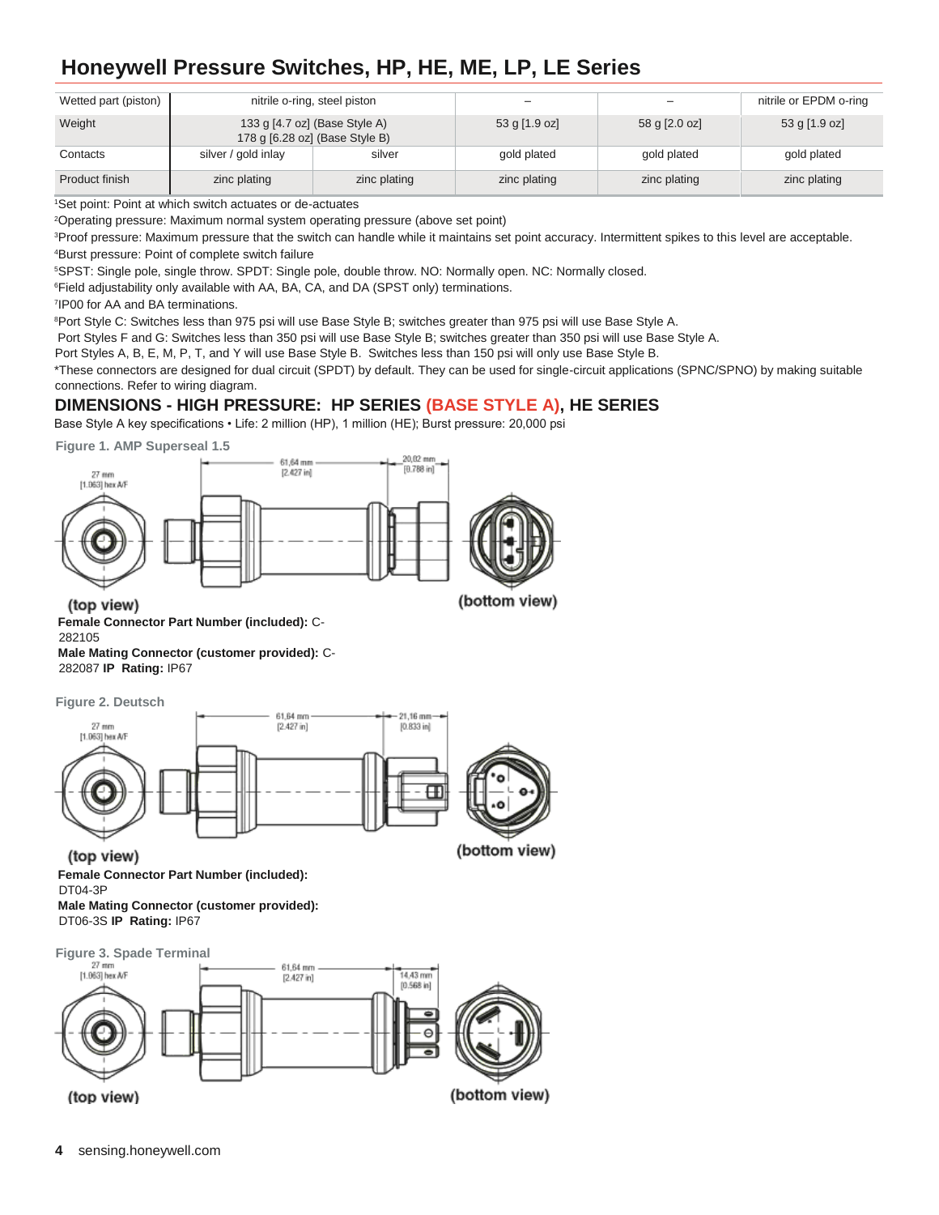# Honeywell Pressure Switches, HP, HE, ME, LP, LE Series

| | | | | | |
|---|---|---|---|---|---|
| Wetted part (piston) | nitrile o-ring, steel piston | | – | – | nitrile or EPDM o-ring |
| Weight | 133 g [4.7 oz] (Base Style A)<br>178 g [6.28 oz] (Base Style B) | | 53 g [1.9 oz] | 58 g [2.0 oz] | 53 g [1.9 oz] |
| Contacts | silver / gold inlay | silver | gold plated | gold plated | gold plated |
| Product finish | zinc plating | zinc plating | zinc plating | zinc plating | zinc plating |

[1]Set point: Point at which switch actuates or de-actuates

[2]Operating pressure: Maximum normal system operating pressure (above set point)

[3]Proof pressure: Maximum pressure that the switch can handle while it maintains set point accuracy. Intermittent spikes to this level are acceptable.

[4]Burst pressure: Point of complete switch failure

[5]SPST: Single pole, single throw. SPDT: Single pole, double throw. NO: Normally open. NC: Normally closed.

[6]Field adjustability only available with AA, BA, CA, and DA (SPST only) terminations.

[7]IP00 for AA and BA terminations.

[8]Port Style C: Switches less than 975 psi will use Base Style B; switches greater than 975 psi will use Base Style A.
Port Styles F and G: Switches less than 350 psi will use Base Style B; switches greater than 350 psi will use Base Style A.
Port Styles A, B, E, M, P, T, and Y will use Base Style B. Switches less than 150 psi will only use Base Style B.

*These connectors are designed for dual circuit (SPDT) by default. They can be used for single-circuit applications (SPNC/SPNO) by making suitable connections. Refer to wiring diagram.

## DIMENSIONS - HIGH PRESSURE: HP SERIES (BASE STYLE A), HE SERIES

Base Style A key specifications • Life: 2 million (HP), 1 million (HE); Burst pressure: 20,000 psi

Figure 1. AMP Superseal 1.5

27 mm [1.063] hex A/F; 61,64 mm [2.427 in]; 20,02 mm [0.788 in]

(top view) (bottom view)

**Female Connector Part Number (included):** C-282105
**Male Mating Connector (customer provided):** C-282087 **IP Rating:** IP67

Figure 2. Deutsch

27 mm [1.063] hex A/F; 61,64 mm [2.427 in]; 21,16 mm [0.833 in]

(top view) (bottom view)

**Female Connector Part Number (included):** DT04-3P
**Male Mating Connector (customer provided):** DT06-3S **IP Rating:** IP67

Figure 3. Spade Terminal

27 mm [1.063] hex A/F; 61,64 mm [2.427 in]; 14,43 mm [0.568 in]

(top view) (bottom view)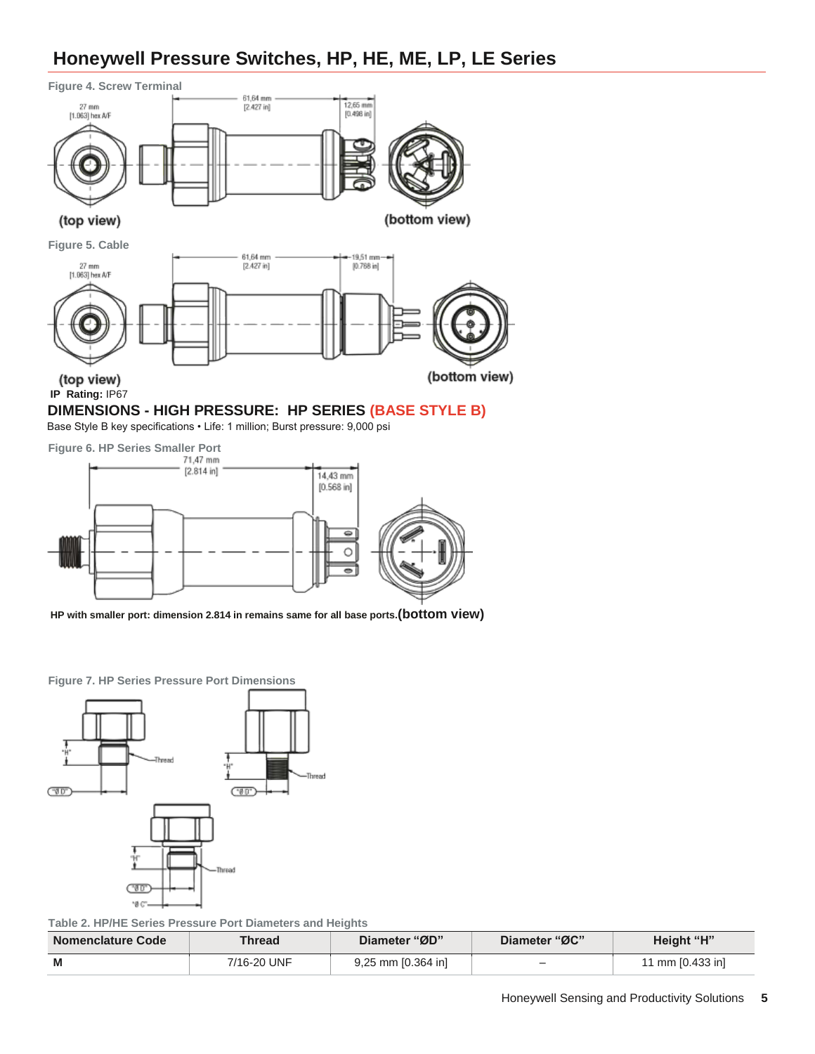## Honeywell Pressure Switches, HP, HE, ME, LP, LE Series

Figure 4. Screw Terminal

27 mm [1.063] hex A/F

61,64 mm [2.427 in]

12,65 mm [0.498 in]

(top view)

(bottom view)

Figure 5. Cable

27 mm [1.063] hex A/F

61,64 mm [2.427 in]

19,51 mm [0.768 in]

(top view)

(bottom view)

**IP Rating:** IP67

## DIMENSIONS - HIGH PRESSURE: HP SERIES (BASE STYLE B)

Base Style B key specifications • Life: 1 million; Burst pressure: 9,000 psi

Figure 6. HP Series Smaller Port

71,47 mm [2.814 in]

14,43 mm [0.568 in]

**HP with smaller port: dimension 2.814 in remains same for all base ports.** **(bottom view)**

Figure 7. HP Series Pressure Port Dimensions

"H" Thread "Ø D" "Ø C"

Table 2. HP/HE Series Pressure Port Diameters and Heights

| Nomenclature Code | Thread | Diameter "ØD" | Diameter "ØC" | Height "H" |
|---|---|---|---|---|
| M | 7/16-20 UNF | 9,25 mm [0.364 in] | – | 11 mm [0.433 in] |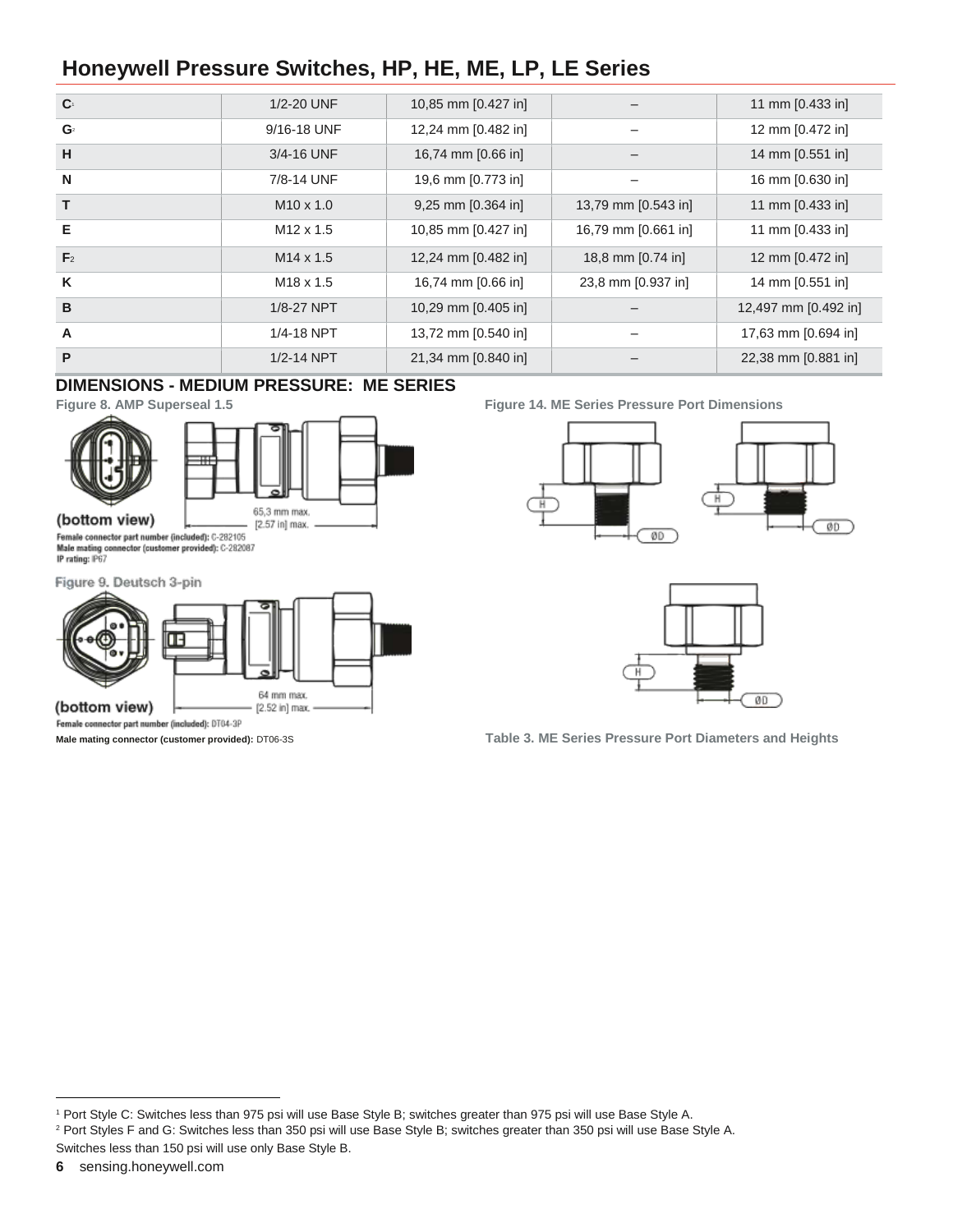| C[1] | 1/2-20 UNF | 10,85 mm [0.427 in] | – | 11 mm [0.433 in] |
|---|---|---|---|---|
| G[2] | 9/16-18 UNF | 12,24 mm [0.482 in] | – | 12 mm [0.472 in] |
| H | 3/4-16 UNF | 16,74 mm [0.66 in] | – | 14 mm [0.551 in] |
| N | 7/8-14 UNF | 19,6 mm [0.773 in] | – | 16 mm [0.630 in] |
| T | M10 x 1.0 | 9,25 mm [0.364 in] | 13,79 mm [0.543 in] | 11 mm [0.433 in] |
| E | M12 x 1.5 | 10,85 mm [0.427 in] | 16,79 mm [0.661 in] | 11 mm [0.433 in] |
| F[2] | M14 x 1.5 | 12,24 mm [0.482 in] | 18,8 mm [0.74 in] | 12 mm [0.472 in] |
| K | M18 x 1.5 | 16,74 mm [0.66 in] | 23,8 mm [0.937 in] | 14 mm [0.551 in] |
| B | 1/8-27 NPT | 10,29 mm [0.405 in] | – | 12,497 mm [0.492 in] |
| A | 1/4-18 NPT | 13,72 mm [0.540 in] | – | 17,63 mm [0.694 in] |
| P | 1/2-14 NPT | 21,34 mm [0.840 in] | – | 22,38 mm [0.881 in] |

## DIMENSIONS - MEDIUM PRESSURE: ME SERIES

**Figure 8. AMP Superseal 1.5**

(bottom view)

65,3 mm max. [2.57 in] max.

Female connector part number (included): C-282105
Male mating connector (customer provided): C-282087
IP rating: IP67

**Figure 9. Deutsch 3-pin**

(bottom view)

64 mm max. [2.52 in] max.

Female connector part number (included): DT04-3P
**Male mating connector (customer provided):** DT06-3S

**Figure 14. ME Series Pressure Port Dimensions**

H ØD

**Table 3. ME Series Pressure Port Diameters and Heights**

---

[1] Port Style C: Switches less than 975 psi will use Base Style B; switches greater than 975 psi will use Base Style A.
[2] Port Styles F and G: Switches less than 350 psi will use Base Style B; switches greater than 350 psi will use Base Style A.
Switches less than 150 psi will use only Base Style B.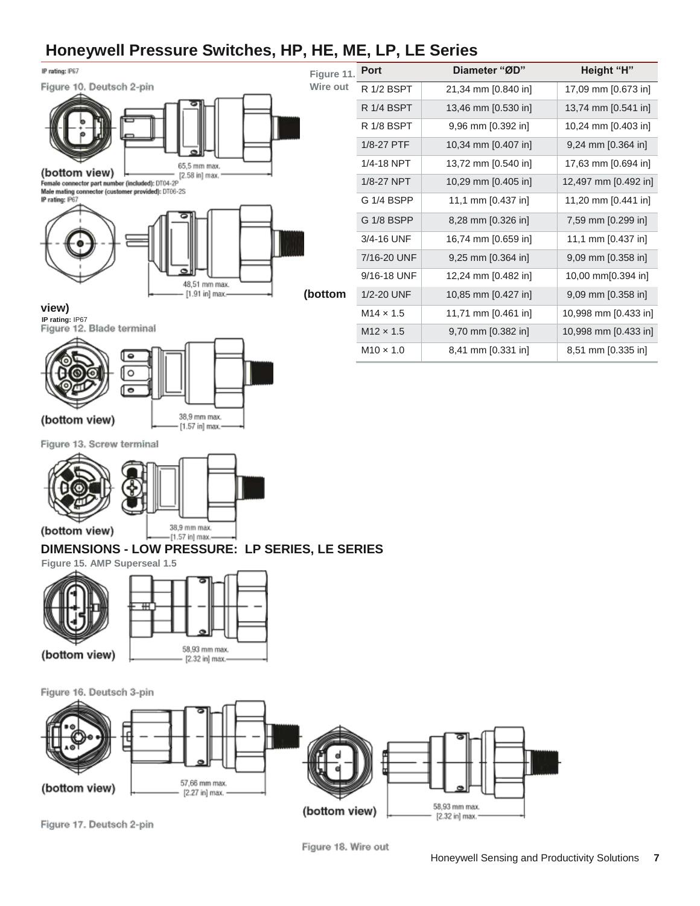# Honeywell Pressure Switches, HP, HE, ME, LP, LE Series

IP rating: IP67

Figure 10. Deutsch 2-pin

(bottom view)

65,5 mm max. [2.58 in] max.

Female connector part number (included): DT04-2P
Male mating connector (customer provided): DT06-2S
IP rating: IP67

48,51 mm max. [1.91 in] max.

Figure 11. Wire out (bottom view)

IP rating: IP67

Figure 12. Blade terminal

(bottom view)

38,9 mm max. [1.57 in] max.

Figure 13. Screw terminal

(bottom view)

38,9 mm max. [1.57 in] max.

| Port | Diameter "ØD" | Height "H" |
|---|---|---|
| R 1/2 BSPT | 21,34 mm [0.840 in] | 17,09 mm [0.673 in] |
| R 1/4 BSPT | 13,46 mm [0.530 in] | 13,74 mm [0.541 in] |
| R 1/8 BSPT | 9,96 mm [0.392 in] | 10,24 mm [0.403 in] |
| 1/8-27 PTF | 10,34 mm [0.407 in] | 9,24 mm [0.364 in] |
| 1/4-18 NPT | 13,72 mm [0.540 in] | 17,63 mm [0.694 in] |
| 1/8-27 NPT | 10,29 mm [0.405 in] | 12,497 mm [0.492 in] |
| G 1/4 BSPP | 11,1 mm [0.437 in] | 11,20 mm [0.441 in] |
| G 1/8 BSPP | 8,28 mm [0.326 in] | 7,59 mm [0.299 in] |
| 3/4-16 UNF | 16,74 mm [0.659 in] | 11,1 mm [0.437 in] |
| 7/16-20 UNF | 9,25 mm [0.364 in] | 9,09 mm [0.358 in] |
| 9/16-18 UNF | 12,24 mm [0.482 in] | 10,00 mm[0.394 in] |
| 1/2-20 UNF | 10,85 mm [0.427 in] | 9,09 mm [0.358 in] |
| M14 × 1.5 | 11,71 mm [0.461 in] | 10,998 mm [0.433 in] |
| M12 × 1.5 | 9,70 mm [0.382 in] | 10,998 mm [0.433 in] |
| M10 × 1.0 | 8,41 mm [0.331 in] | 8,51 mm [0.335 in] |

## DIMENSIONS - LOW PRESSURE: LP SERIES, LE SERIES

Figure 15. AMP Superseal 1.5

(bottom view)

58,93 mm max. [2.32 in] max.

Figure 16. Deutsch 3-pin

(bottom view)

57,66 mm max. [2.27 in] max.

(bottom view)

58,93 mm max. [2.32 in] max.

Figure 17. Deutsch 2-pin

Figure 18. Wire out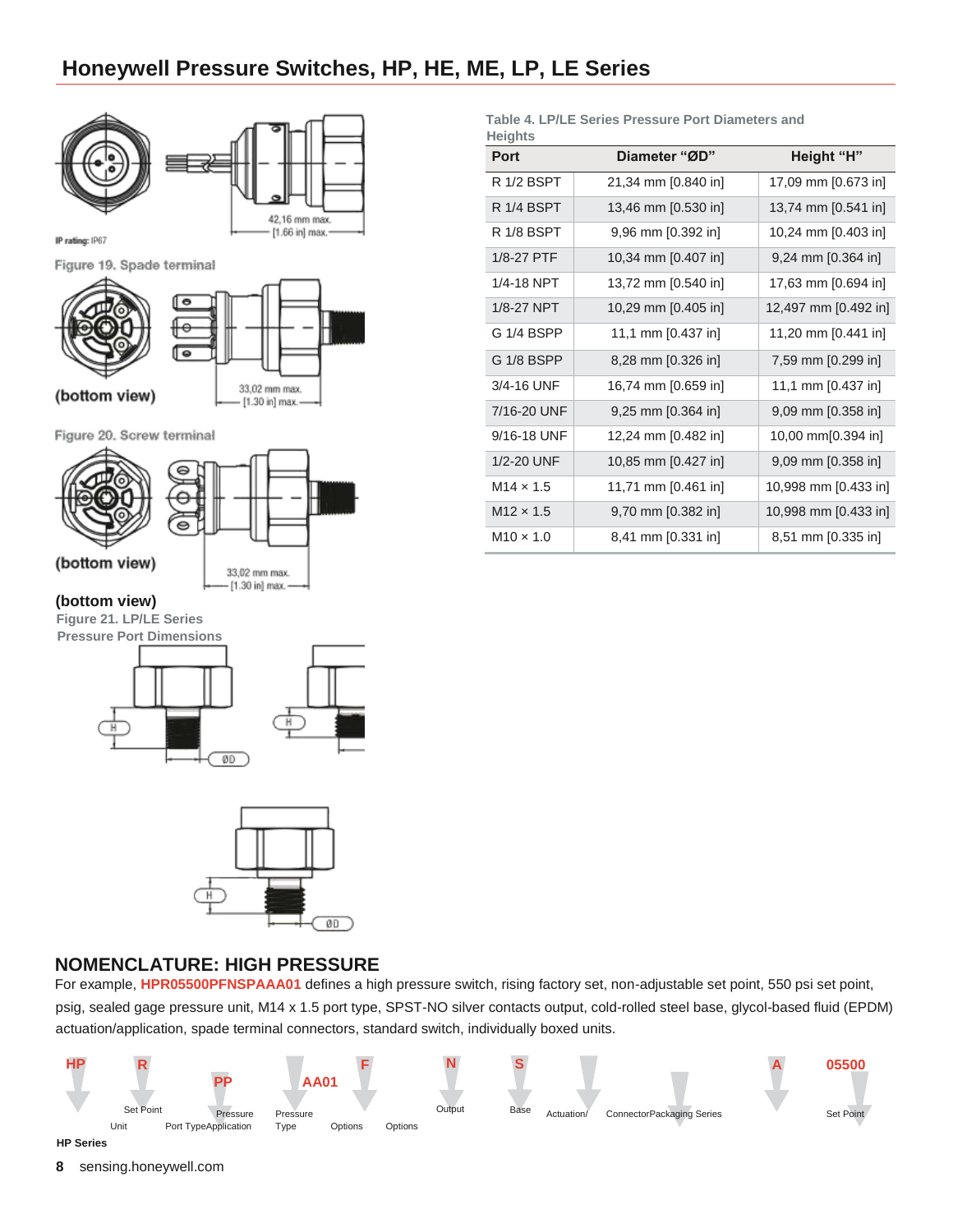## Honeywell Pressure Switches, HP, HE, ME, LP, LE Series

IP rating: IP67

42,16 mm max. [1.66 in] max.

Figure 19. Spade terminal

(bottom view)

33,02 mm max. [1.30 in] max.

Figure 20. Screw terminal

(bottom view)

33,02 mm max. [1.30 in] max.

(bottom view)

Figure 21. LP/LE Series Pressure Port Dimensions

Table 4. LP/LE Series Pressure Port Diameters and Heights

| Port | Diameter "ØD" | Height "H" |
|---|---|---|
| R 1/2 BSPT | 21,34 mm [0.840 in] | 17,09 mm [0.673 in] |
| R 1/4 BSPT | 13,46 mm [0.530 in] | 13,74 mm [0.541 in] |
| R 1/8 BSPT | 9,96 mm [0.392 in] | 10,24 mm [0.403 in] |
| 1/8-27 PTF | 10,34 mm [0.407 in] | 9,24 mm [0.364 in] |
| 1/4-18 NPT | 13,72 mm [0.540 in] | 17,63 mm [0.694 in] |
| 1/8-27 NPT | 10,29 mm [0.405 in] | 12,497 mm [0.492 in] |
| G 1/4 BSPP | 11,1 mm [0.437 in] | 11,20 mm [0.441 in] |
| G 1/8 BSPP | 8,28 mm [0.326 in] | 7,59 mm [0.299 in] |
| 3/4-16 UNF | 16,74 mm [0.659 in] | 11,1 mm [0.437 in] |
| 7/16-20 UNF | 9,25 mm [0.364 in] | 9,09 mm [0.358 in] |
| 9/16-18 UNF | 12,24 mm [0.482 in] | 10,00 mm[0.394 in] |
| 1/2-20 UNF | 10,85 mm [0.427 in] | 9,09 mm [0.358 in] |
| M14 × 1.5 | 11,71 mm [0.461 in] | 10,998 mm [0.433 in] |
| M12 × 1.5 | 9,70 mm [0.382 in] | 10,998 mm [0.433 in] |
| M10 × 1.0 | 8,41 mm [0.331 in] | 8,51 mm [0.335 in] |

## NOMENCLATURE: HIGH PRESSURE

For example, **HPR05500PFNSPAAA01** defines a high pressure switch, rising factory set, non-adjustable set point, 550 psi set point, psig, sealed gage pressure unit, M14 x 1.5 port type, SPST-NO silver contacts output, cold-rolled steel base, glycol-based fluid (EPDM) actuation/application, spade terminal connectors, standard switch, individually boxed units.

HP — HP Series; R — Set Point; 05500 — Set Point; P — Unit; P — Pressure Type; F — Port Type; N — Output; S — Base; P — Actuation/Application; A — Connector; A — Options; A01 — Packaging Options; Series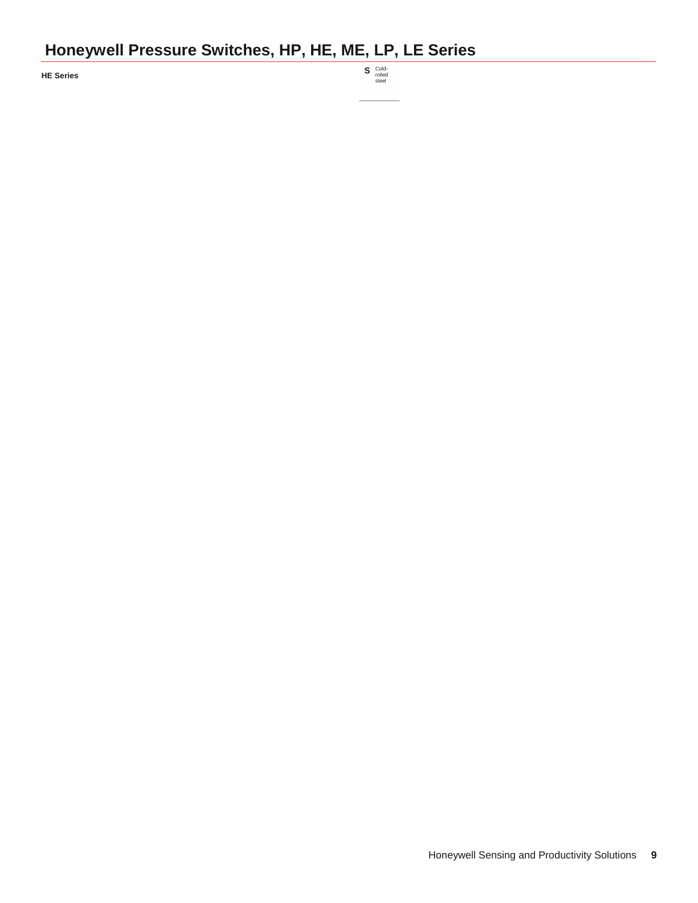**HE Series**

| S | Cold-rolled steel |
|---|---|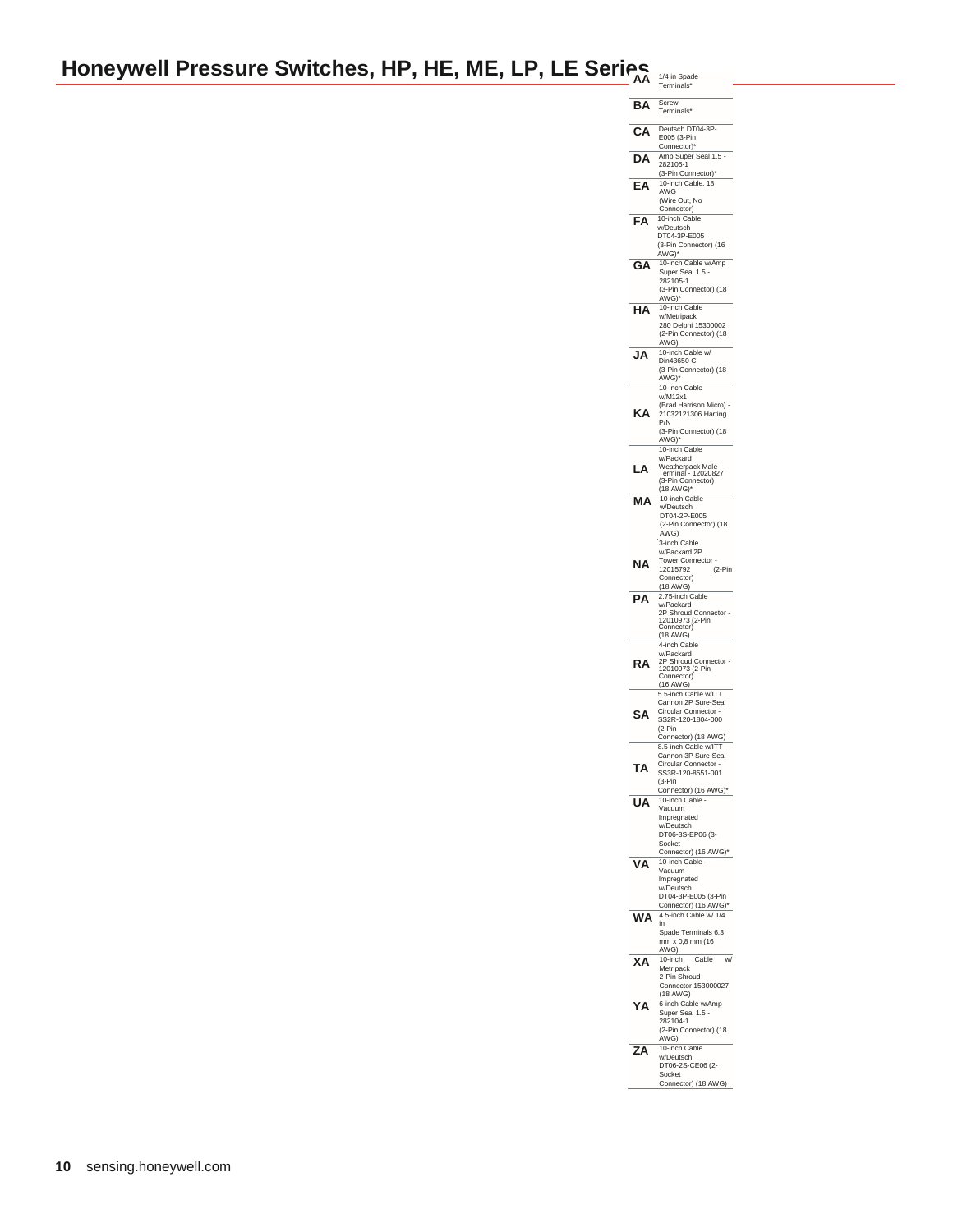# Honeywell Pressure Switches, HP, HE, ME, LP, LE Series

| Code | Description |
|---|---|
| AA | 1/4 in Spade Terminals* |
| BA | Screw Terminals* |
| CA | Deutsch DT04-3P-E005 (3-Pin Connector)* |
| DA | Amp Super Seal 1.5 - 282105-1 (3-Pin Connector)* |
| EA | 10-inch Cable, 18 AWG (Wire Out, No Connector) |
| FA | 10-inch Cable w/Deutsch DT04-3P-E005 (3-Pin Connector) (16 AWG)* |
| GA | 10-inch Cable w/Amp Super Seal 1.5 - 282105-1 (3-Pin Connector) (18 AWG)* |
| HA | 10-inch Cable w/Metripack 280 Delphi 15300002 (2-Pin Connector) (18 AWG) |
| JA | 10-inch Cable w/ Din43650-C (3-Pin Connector) (18 AWG)* |
| KA | 10-inch Cable w/M12x1 (Brad Harrison Micro) - 21032121306 Harting P/N (3-Pin Connector) (18 AWG)* |
| LA | 10-inch Cable w/Packard Weatherpack Male Terminal - 12020827 (3-Pin Connector) (18 AWG)* |
| MA | 10-inch Cable w/Deutsch DT04-2P-E005 (2-Pin Connector) (18 AWG) |
| NA | 3-inch Cable w/Packard 2P Tower Connector - 12015792 (2-Pin Connector) (18 AWG) |
| PA | 2.75-inch Cable w/Packard 2P Shroud Connector - 12010973 (2-Pin Connector) (18 AWG) |
| RA | 4-inch Cable w/Packard 2P Shroud Connector - 12010973 (2-Pin Connector) (16 AWG) |
| SA | 5.5-inch Cable w/ITT Cannon 2P Sure-Seal Circular Connector - SS2R-120-1804-000 (2-Pin Connector) (18 AWG) |
| TA | 8.5-inch Cable w/ITT Cannon 3P Sure-Seal Circular Connector - SS3R-120-8551-001 (3-Pin Connector) (16 AWG)* |
| UA | 10-inch Cable - Vacuum Impregnated w/Deutsch DT06-3S-EP06 (3-Socket Connector) (16 AWG)* |
| VA | 10-inch Cable - Vacuum Impregnated w/Deutsch DT04-3P-E005 (3-Pin Connector) (16 AWG)* |
| WA | 4.5-inch Cable w/ 1/4 in Spade Terminals 6,3 mm x 0,8 mm (16 AWG) |
| XA | 10-inch Cable w/ Metripack 2-Pin Shroud Connector 153000027 (18 AWG) |
| YA | 6-inch Cable w/Amp Super Seal 1.5 - 282104-1 (2-Pin Connector) (18 AWG) |
| ZA | 10-inch Cable w/Deutsch DT06-2S-CE06 (2-Socket Connector) (18 AWG) |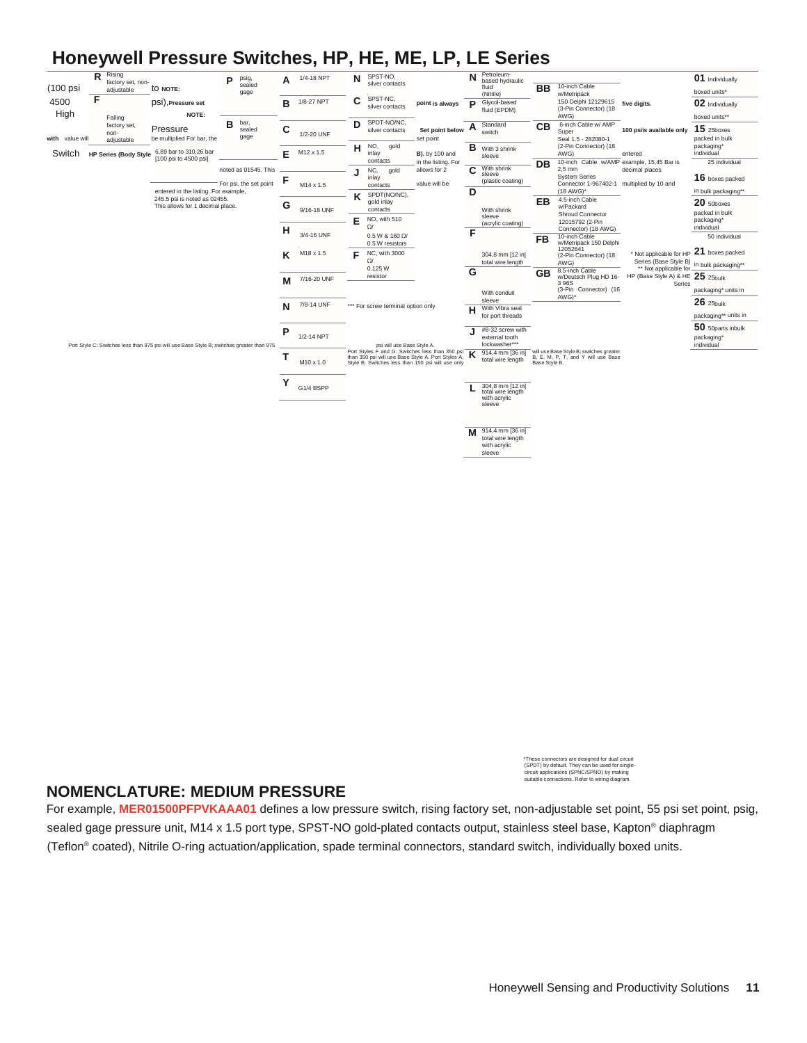# Honeywell Pressure Switches, HP, HE, ME, LP, LE Series

| | | | | | | | | | |
|---|---|---|---|---|---|---|---|---|---|
| (100 psi 4500 High with value will Switch HP Series (Body Style | **R** Rising factory set, non-adjustable | to **NOTE:** psi), **Pressure set** **NOTE:** Pressure be multiplied For bar, the 6,89 bar to 310,26 bar [100 psi to 4500 psi] | **P** psig, sealed gage | **A** 1/4-18 NPT | **N** SPST-NO, silver contacts | **N** Petroleum-based hydraulic fluid (Nitrile) | **BB** 10-inch Cable w/Metripack 150 Delphi 12129615 (3-Pin Connector) (18 AWG) | five digits. | **01** Individually boxed units* |
| | **F** Falling factory set, non-adjustable | | **B** bar, sealed gage | **B** 1/8-27 NPT | **C** SPST-NC, silver contacts | point is always | **P** Glycol-based fluid (EPDM) | **CB** 6-inch Cable w/ AMP Super Seal 1.5 - 282080-1 (2-Pin Connector) (18 AWG) | 100 psiis available only | **02** Individually boxed units** |
| | | noted as 01545. This | | **C** 1/2-20 UNF | **D** SPDT-NO/NC, silver contacts | Set point below set point | **A** Standard switch | **DB** 10-inch Cable w/AMP 2,5 mm System Series Connector 1-967402-1 (18 AWG)* | entered example, 15,45 Bar is decimal places. multiplied by 10 and | **15** 25boxes packed in bulk packaging* individual |
| | | For psi, the set point entered in the listing. For example, 245.5 psi is noted as 02455. This allows for 1 decimal place. | | **E** M12 x 1.5 | **H** NO, gold inlay contacts | B). by 100 and in the listing. For allows for 2 value will be | **B** With 3 shrink sleeve | **EB** 4.5-inch Cable w/Packard Shroud Connector 12015792 (2-Pin Connector) (18 AWG) | | 25 individual **16** boxes packed in bulk packaging** |
| | | | | **F** M14 x 1.5 | **J** NC, gold inlay contacts | | **C** With shrink sleeve (plastic coating) | **FB** 10-inch Cable w/Metripack 150 Delphi 12052641 (2-Pin Connector) (18 AWG) | * Not applicable for HP Series (Base Style B) | **20** 50boxes packed in bulk packaging* individual 50 individual |
| | | | | **G** 9/16-18 UNF | **K** SPDT(NO/NC), gold inlay contacts | | **D** With shrink sleeve (acrylic coating) | **GB** 8.5-inch Cable w/Deutsch Plug HD 16-3 96S (3-Pin Connector) (16 AWG)* | ** Not applicable for HP (Base Style A) & HE Series | **21** boxes packed in bulk packaging** |
| | | | | **H** 3/4-16 UNF | **E** NO, with 510 Ω/ 0.5 W & 160 Ω/ 0.5 W resistors | | **F** 304,8 mm [12 in] total wire length | | | **25** 25bulk packaging* units in |
| | | | | **K** M18 x 1.5 | **F** NC, with 3000 Ω/ 0.125 W resistor | | **G** With conduit sleeve | | | **26** 25bulk packaging** units in |
| | | | | **M** 7/16-20 UNF | | | **H** With Vibra seal for port threads | | | **50** 50parts inbulk packaging* individual |
| | | | | **N** 7/8-14 UNF | | | **J** #8-32 screw with external tooth lockwasher*** | | | |
| | | | | **P** 1/2-14 NPT | | | **K** 914,4 mm [36 in] total wire length | | | |
| | | | | **T** M10 x 1.0 | | | **L** 304,8 mm [12 in] total wire length with acrylic sleeve | | | |
| | | | | **Y** G1/4 BSPP | | | **M** 914,4 mm [36 in] total wire length with acrylic sleeve | | | |

*** For screw terminal option only

Port Style C: Switches less than 975 psi will use Base Style B; switches greater than 975 psi will use Base Style A.

Port Styles F and G: Switches less than 350 psi than 350 psi will use Base Style A. Port Styles A, B, E, M, P, T, and Y will use Base Style B. Switches less than 150 psi will use only will use Base Style B; switches greater Base Style B.

*These connectors are designed for dual circuit (SPDT) by default. They can be used for single-circuit applications (SPNC/SPNO) by making suitable connections. Refer to wiring diagram.

## NOMENCLATURE: MEDIUM PRESSURE

For example, **MER01500PFPVKAAA01** defines a low pressure switch, rising factory set, non-adjustable set point, 55 psi set point, psig, sealed gage pressure unit, M14 x 1.5 port type, SPST-NO gold-plated contacts output, stainless steel base, Kapton® diaphragm (Teflon® coated), Nitrile O-ring actuation/application, spade terminal connectors, standard switch, individually boxed units.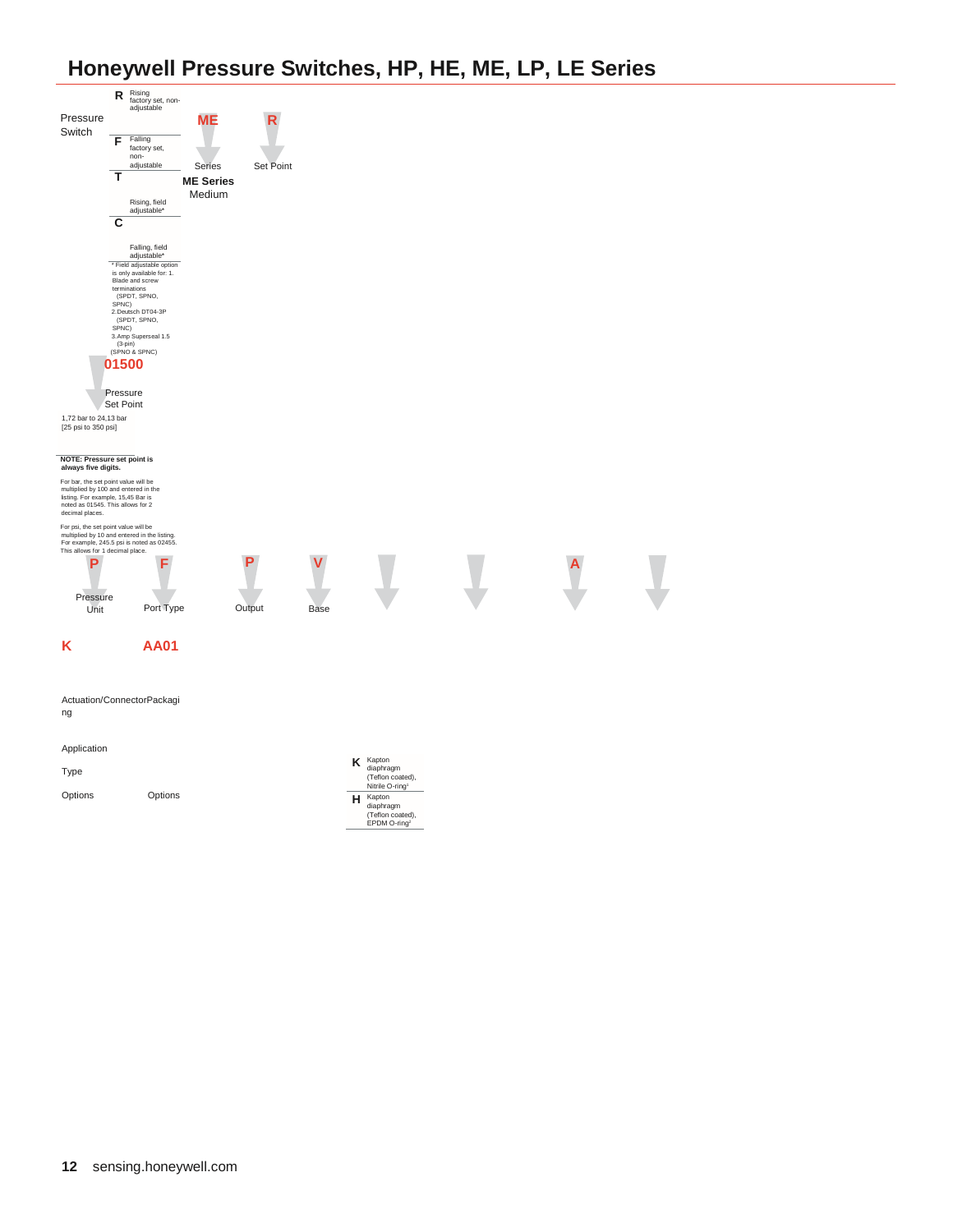## Honeywell Pressure Switches, HP, HE, ME, LP, LE Series

Pressure Switch

**ME** — Series

**ME Series** Medium

**R** — Set Point

| Code | Set Point |
|---|---|
| R | Rising factory set, non-adjustable |
| F | Falling factory set, non-adjustable |
| T | Rising, field adjustable* |
| C | Falling, field adjustable* |

\* Field adjustable option is only available for: 1. Blade and screw terminations (SPDT, SPNO, SPNC) 2.Deutsch DT04-3P (SPDT, SPNO, SPNC) 3.Amp Superseal 1.5 (3-pin) (SPNO & SPNC)

**01500** — Pressure Set Point

1,72 bar to 24,13 bar [25 psi to 350 psi]

**NOTE: Pressure set point is always five digits.**

For bar, the set point value will be multiplied by 100 and entered in the listing. For example, 15,45 Bar is noted as 01545. This allows for 2 decimal places.

For psi, the set point value will be multiplied by 10 and entered in the listing. For example, 245.5 psi is noted as 02455. This allows for 1 decimal place.

**P** — Pressure Unit

**F** — Port Type

**P** — Output

**V** — Base

Actuation/Connector

**K** — Application Type

| Code | Application Type |
|---|---|
| K | Kapton diaphragm (Teflon coated), Nitrile O-ring[1] |
| H | Kapton diaphragm (Teflon coated), EPDM O-ring[2] |

**AA01** — Options

**A** — Packaging Options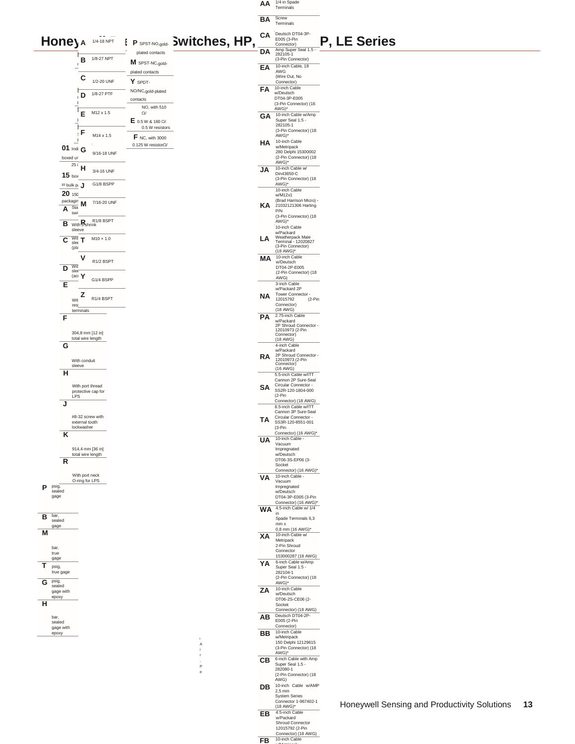# Honeywell ... Switches, HP, ... P, LE Series

| Code | Description |
|---|---|
| A | 1/4-18 NPT |
| B | 1/8-27 NPT |
| C | 1/2-20 UNF |
| D | 1/8-27 PTF |
| E | M12 x 1.5 |
| F | M14 x 1.5 |
| G | 9/16-18 UNF |
| H | 3/4-16 UNF |
| J | G1/8 BSPP |
| M | 7/16-20 UNF |
| R | R1/8 BSPT |
| T | M10 × 1.0 |
| V | R1/2 BSPT |
| Y | G1/4 BSPP |
| Z | R1/4 BSPT |

| Code | Description |
|---|---|
| P | SPST-NO, gold-plated contacts |
| M | SPST-NC, gold-plated contacts |
| Y | SPDT-NO/NC, gold-plated contacts |
| E | NO, with 510 Ω/ 0.5 W & 160 Ω/ 0.5 W resistors |
| F | NC, with 3000 Ω/ 0.125 W resistor |

| Code | Description |
|---|---|
| 01 | Indi... boxed ur... 25 i... |
| 15 | box... in bulk pa... |
| 20 | 150 packagin... |

| Code | Description |
|---|---|
| A | Sta... swi... |
| B | With shrink sleeve |
| C | Wit... slee... (pla... |
| D | Wit... slee... (ac... |
| E | Wit... resi... terminals |
| F | 304,8 mm [12 in] total wire length |
| G | With conduit sleeve |
| H | With port thread protective cap for LPS |
| J | #8-32 screw with external tooth lockwasher |
| K | 914,4 mm [36 in] total wire length |
| R | With port neck O-ring for LPS |

| Code | Description |
|---|---|
| P | psig, sealed gage |
| B | bar, sealed gage |
| M | bar, true gage |
| T | psig, true gage |
| G | psig, sealed gage with epoxy |
| H | bar, sealed gage with epoxy |

| Code | Description |
|---|---|
| AA | 1/4 in Spade Terminals |
| BA | Screw Terminals |
| CA | Deutsch DT04-3P-E005 (3-Pin Connector) |
| DA | Amp Super Seal 1.5 - 282105-1 (3-Pin Connector) |
| EA | 10-inch Cable, 18 AWG (Wire Out, No Connector) |
| FA | 10-inch Cable w/Deutsch DT04-3P-E005 (3-Pin Connector) (16 AWG)* |
| GA | 10-inch Cable w/Amp Super Seal 1.5 - 282105-1 (3-Pin Connector) (18 AWG)* |
| HA | 10-inch Cable w/Metripack 280 Delphi 15300002 (2-Pin Connector) (18 AWG)* |
| JA | 10-inch Cable w/ Din43650-C (3-Pin Connector) (18 AWG)* |
| KA | 10-inch Cable w/M12x1 (Brad Harrison Micro) - 21032121306 Harting P/N (3-Pin Connector) (18 AWG)* |
| LA | 10-inch Cable w/Packard Weatherpack Male Terminal - 12020827 (3-Pin Connector) (18 AWG)* |
| MA | 10-inch Cable w/Deutsch DT04-2P-E005 (2-Pin Connector) (18 AWG) |
| NA | 3-inch Cable w/Packard 2P Tower Connector - 12015792 (2-Pin Connector) (18 AWG) |
| PA | 2.75-inch Cable w/Packard 2P Shroud Connector - 12010973 (2-Pin Connector) (18 AWG) |
| RA | 4-inch Cable w/Packard 2P Shroud Connector - 12010973 (2-Pin Connector) (16 AWG) |
| SA | 5.5-inch Cable w/ITT Cannon 2P Sure-Seal Circular Connector - SS2R-120-1804-000 (2-Pin Connector) (18 AWG) |
| TA | 8.5-inch Cable w/ITT Cannon 3P Sure-Seal Circular Connector - SS3R-120-8551-001 (3-Pin Connector) (16 AWG)* |
| UA | 10-inch Cable - Vacuum Impregnated w/Deutsch DT06-3S-EP06 (3-Socket Connector) (16 AWG)* |
| VA | 10-inch Cable - Vacuum Impregnated w/Deutsch DT04-3P-E005 (3-Pin Connector) (16 AWG)* |
| WA | 4.5-inch Cable w/ 1/4 in Spade Terminals 6,3 mm x 0,8 mm (16 AWG)* |
| XA | 10-inch Cable w/ Metripack 2-Pin Shroud Connector 153000287 (18 AWG) |
| YA | 6-inch Cable w/Amp Super Seal 1.5 - 282104-1 (2-Pin Connector) (18 AWG)* |
| ZA | 10-inch Cable w/Deutsch DT06-2S-CE06 (2-Socket Connector) (18 AWG) |
| AB | Deutsch DT04-2P-E005 (2-Pin Connector) |
| BB | 10-inch Cable w/Metripack 150 Delphi 12129615 (3-Pin Connector) (18 AWG)* |
| CB | 6-inch Cable with Amp Super Seal 1.5 - 282080-1 (2-Pin Connector) (18 AWG) |
| DB | 10-inch Cable w/AMP 2,5 mm System Series Connector 1-967402-1 (18 AWG)* |
| EB | 4.5-inch Cable w/Packard Shroud Connector 12015792 (2-Pin Connector) (18 AWG) |
| FB | 10-inch Cable ... |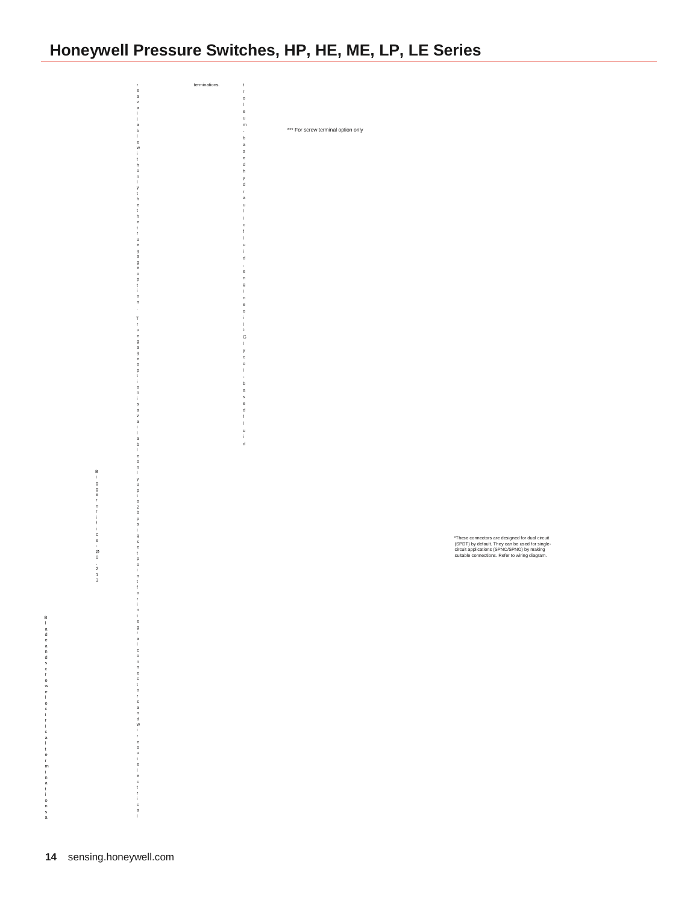terminations.

r e a v a i l a b l e w i t h o n l y t h e t h e t r u e g a g e o p t i o n . T r u e g a g e o p t i o n i s a v a i l a b l e o n l y u p t o 2 0 p s i g s e t p o i n t f o r i n t e g r a l c o n n e c t o r s a n d w i r e o u t e l e c t r i c a l

t r o l e u m - b a s e d h y d r a u l i c f l u i d , e n g i n e o i l ; G l y c o l - b a s e d f l u i d

*** For screw terminal option only

Bigger orifice, Ø0.213

Blade and screw electrical terminations a

*These connectors are designed for dual circuit (SPDT) by default. They can be used for single-circuit applications (SPNC/SPNO) by making suitable connections. Refer to wiring diagram.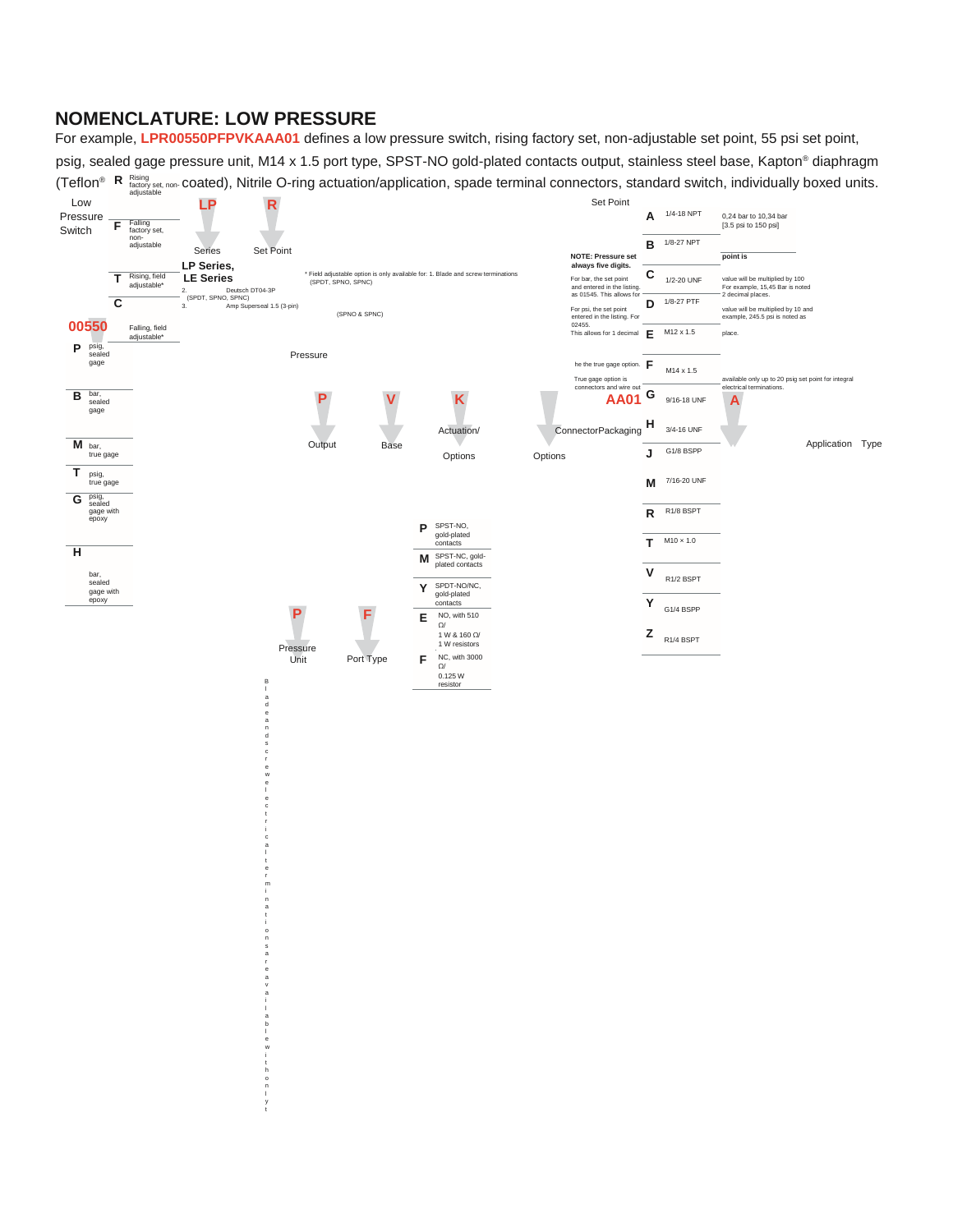## NOMENCLATURE: LOW PRESSURE

For example, **LPR00550PFPVKAAA01** defines a low pressure switch, rising factory set, non-adjustable set point, 55 psi set point, psig, sealed gage pressure unit, M14 x 1.5 port type, SPST-NO gold-plated contacts output, stainless steel base, Kapton® diaphragm (Teflon® coated), Nitrile O-ring actuation/application, spade terminal connectors, standard switch, individually boxed units.

**LP** — Low Pressure Switch

Series: **LP Series, LE Series**

**R** — Set Point

| Code | Set Point |
|---|---|
| R | Rising factory set, non-adjustable |
| F | Falling factory set, non-adjustable |
| T | Rising, field adjustable* |
| C | Falling, field adjustable* |

\* Field adjustable option is only available for: 1. Blade and screw terminations (SPDT, SPNO, SPNC) 2. Deutsch DT04-3P (SPDT, SPNO, SPNC) 3. Amp Superseal 1.5 (3-pin) (SPNO & SPNC)

**00550** — Set Point

0,24 bar to 10,34 bar [3.5 psi to 150 psi]

NOTE: Pressure set point is always five digits.

For bar, the set point value will be multiplied by 100 and entered in the listing. For example, 15,45 Bar is noted as 01545. This allows for 2 decimal places.

For psi, the set point value will be multiplied by 10 and entered in the listing. For example, 245.5 psi is noted as 02455. This allows for 1 decimal place.

True gage option is available only up to 20 psig set point for integral connectors and wire out electrical terminations.

**P** — Pressure Unit

| Code | Pressure Unit |
|---|---|
| P | psig, sealed gage |
| B | bar, sealed gage |
| M | bar, true gage |
| T | psig, true gage |
| G | psig, sealed gage with epoxy |
| H | bar, sealed gage with epoxy |

**F** — Port Type

| Code | Port Type |
|---|---|
| A | 1/4-18 NPT |
| B | 1/8-27 NPT |
| C | 1/2-20 UNF |
| D | 1/8-27 PTF |
| E | M12 x 1.5 |
| F | M14 x 1.5 |
| G | 9/16-18 UNF |
| H | 3/4-16 UNF |
| J | G1/8 BSPP |
| M | 7/16-20 UNF |
| R | R1/8 BSPT |
| T | M10 × 1.0 |
| V | R1/2 BSPT |
| Y | G1/4 BSPP |
| Z | R1/4 BSPT |

**P** — Output

| Code | Output |
|---|---|
| P | SPST-NO, gold-plated contacts |
| M | SPST-NC, gold-plated contacts |
| Y | SPDT-NO/NC, gold-plated contacts |
| E | NO, with 510 Ω/ 1 W & 160 Ω/ 1 W resistors |
| F | NC, with 3000 Ω/ 0.125 W resistor |

**V** — Base

**K** — Actuation/Options

**A** — Application Type

**AA01** — Connector Packaging Options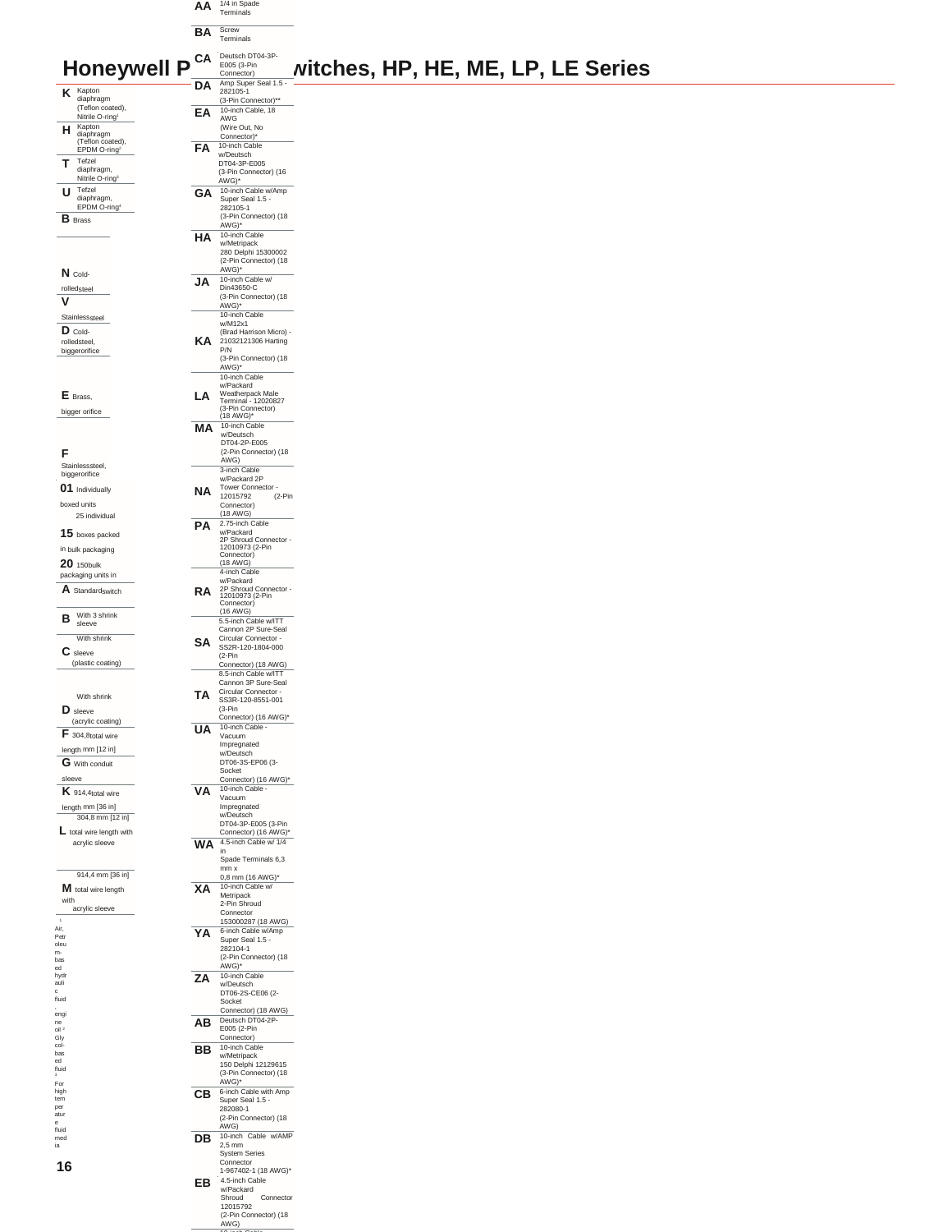# Honeywell Pressure Switches, HP, HE, ME, LP, LE Series

| Code | Description |
|---|---|
| K | Kapton diaphragm (Teflon coated), Nitrile O-ring[1] |
| H | Kapton diaphragm (Teflon coated), EPDM O-ring[2] |
| T | Tefzel diaphragm, Nitrile O-ring[3] |
| U | Tefzel diaphragm, EPDM O-ring[4] |

| Code | Description |
|---|---|
| B | Brass |
| N | Cold-rolled steel |
| V | Stainless steel |
| D | Cold-rolled steel, bigger orifice |
| E | Brass, bigger orifice |
| F | Stainless steel, bigger orifice |

| Code | Description |
|---|---|
| 01 | Individually boxed units |
| 15 | 25 individual boxes packed in bulk packaging |
| 20 | 150 bulk packaging units in |

| Code | Description |
|---|---|
| A | Standard switch |
| B | With 3 shrink sleeve |
| C | With shrink sleeve (plastic coating) |
| D | With shrink sleeve (acrylic coating) |
| F | 304,8 total wire length mm [12 in] |
| G | With conduit sleeve |
| K | 914,4 total wire length mm [36 in] |
| L | 304,8 mm [12 in] total wire length with acrylic sleeve |
| M | 914,4 mm [36 in] total wire length with acrylic sleeve |

| Code | Description |
|---|---|
| AA | 1/4 in Spade Terminals |
| BA | Screw Terminals |
| CA | Deutsch DT04-3P-E005 (3-Pin Connector) |
| DA | Amp Super Seal 1.5 - 282105-1 (3-Pin Connector)** |
| EA | 10-inch Cable, 18 AWG (Wire Out, No Connector)* |
| FA | 10-inch Cable w/Deutsch DT04-3P-E005 (3-Pin Connector) (16 AWG)* |
| GA | 10-inch Cable w/Amp Super Seal 1.5 - 282105-1 (3-Pin Connector) (18 AWG)* |
| HA | 10-inch Cable w/Metripack 280 Delphi 15300002 (2-Pin Connector) (18 AWG)* |
| JA | 10-inch Cable w/ Din43650-C (3-Pin Connector) (18 AWG)* |
| KA | 10-inch Cable w/M12x1 (Brad Harrison Micro) - 21032121306 Harting P/N (3-Pin Connector) (18 AWG)* |
| LA | 10-inch Cable w/Packard Weatherpack Male Terminal - 12020827 (3-Pin Connector) (18 AWG)* |
| MA | 10-inch Cable w/Deutsch DT04-2P-E005 (2-Pin Connector) (18 AWG) |
| NA | 3-inch Cable w/Packard 2P Tower Connector - 12015792 (2-Pin Connector) (18 AWG) |
| PA | 2.75-inch Cable w/Packard 2P Shroud Connector - 12010973 (2-Pin Connector) (18 AWG) |
| RA | 4-inch Cable w/Packard 2P Shroud Connector - 12010973 (2-Pin Connector) (16 AWG) |
| SA | 5.5-inch Cable w/ITT Cannon 2P Sure-Seal Circular Connector - SS2R-120-1804-000 (2-Pin Connector) (18 AWG) |
| TA | 8.5-inch Cable w/ITT Cannon 3P Sure-Seal Circular Connector - SS3R-120-8551-001 (3-Pin Connector) (16 AWG)* |
| UA | 10-inch Cable - Vacuum Impregnated w/Deutsch DT06-3S-EP06 (3-Socket Connector) (16 AWG)* |
| VA | 10-inch Cable - Vacuum Impregnated w/Deutsch DT04-3P-E005 (3-Pin Connector) (16 AWG)* |
| WA | 4.5-inch Cable w/ 1/4 in Spade Terminals 6,3 mm x 0,8 mm (16 AWG)* |
| XA | 10-inch Cable w/ Metripack 2-Pin Shroud Connector 153000287 (18 AWG) |
| YA | 6-inch Cable w/Amp Super Seal 1.5 - 282104-1 (2-Pin Connector) (18 AWG)* |
| ZA | 10-inch Cable w/Deutsch DT06-2S-CE06 (2-Socket Connector) (18 AWG) |
| AB | Deutsch DT04-2P-E005 (2-Pin Connector) |
| BB | 10-inch Cable w/Metripack 150 Delphi 12129615 (3-Pin Connector) (18 AWG)* |
| CB | 6-inch Cable with Amp Super Seal 1.5 - 282080-1 (2-Pin Connector) (18 AWG) |
| DB | 10-inch Cable w/AMP 2,5 mm System Series Connector 1-967402-1 (18 AWG)* |
| EB | 4.5-inch Cable w/Packard Shroud Connector 12015792 (2-Pin Connector) (18 AWG) |

[1] Air, Petroleum-based hydraulic fluid, engine oil [2] Glycol-based fluid [3] For high temperature fluid media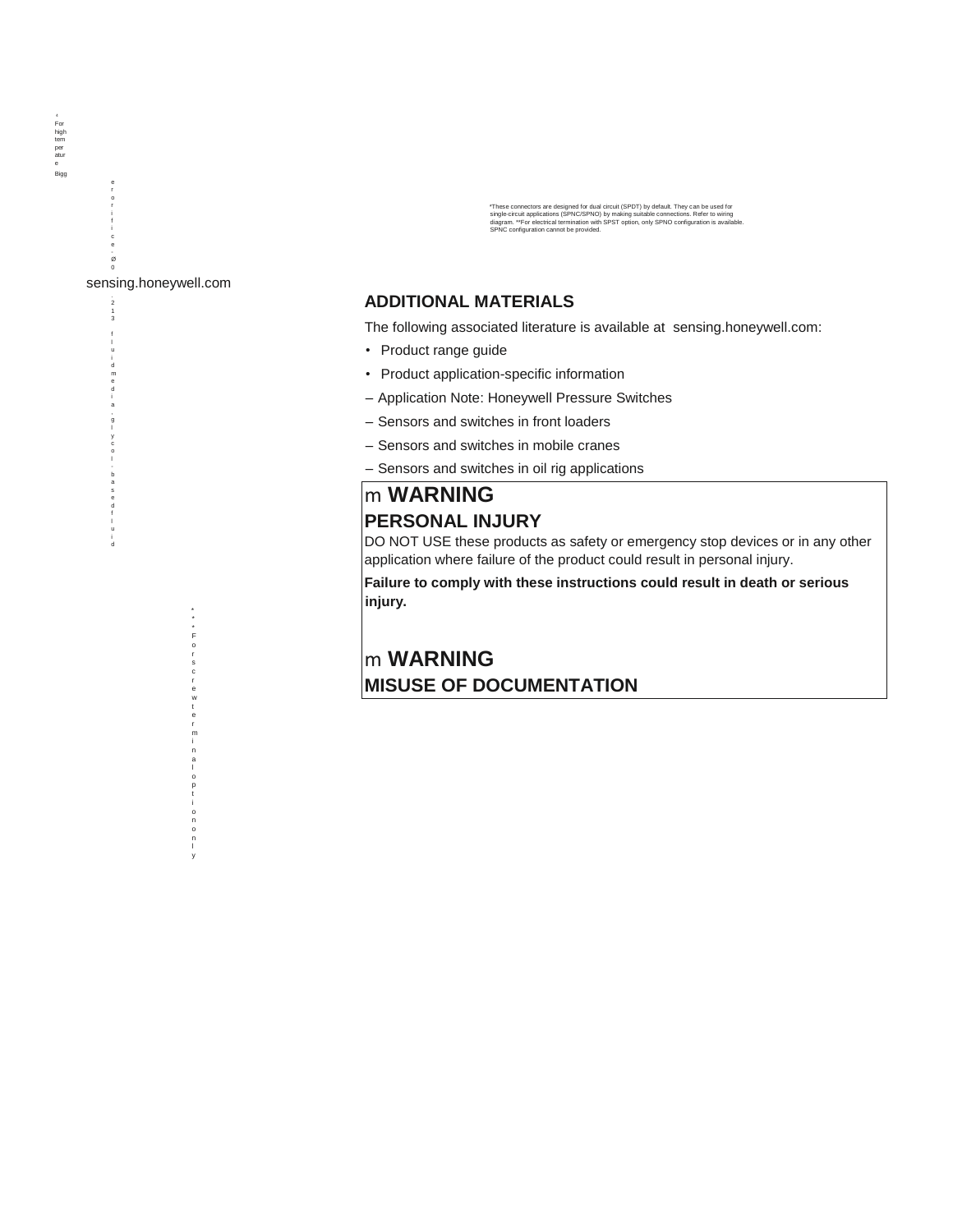‹
For high temperature

Bigger orifice, Ø 0.213

fluid media, glycol-based fluid

*These connectors are designed for dual circuit (SPDT) by default. They can be used for single-circuit applications (SPNC/SPNO) by making suitable connections. Refer to wiring diagram. **For electrical termination with SPST option, only SPNO configuration is available. SPNC configuration cannot be provided.

***For screw terminal option only

sensing.honeywell.com

## ADDITIONAL MATERIALS

The following associated literature is available at sensing.honeywell.com:

- Product range guide
- Product application-specific information
  - Application Note: Honeywell Pressure Switches
  - Sensors and switches in front loaders
  - Sensors and switches in mobile cranes
  - Sensors and switches in oil rig applications

## m **WARNING**

### PERSONAL INJURY

DO NOT USE these products as safety or emergency stop devices or in any other application where failure of the product could result in personal injury.

**Failure to comply with these instructions could result in death or serious injury.**

## m **WARNING**

### MISUSE OF DOCUMENTATION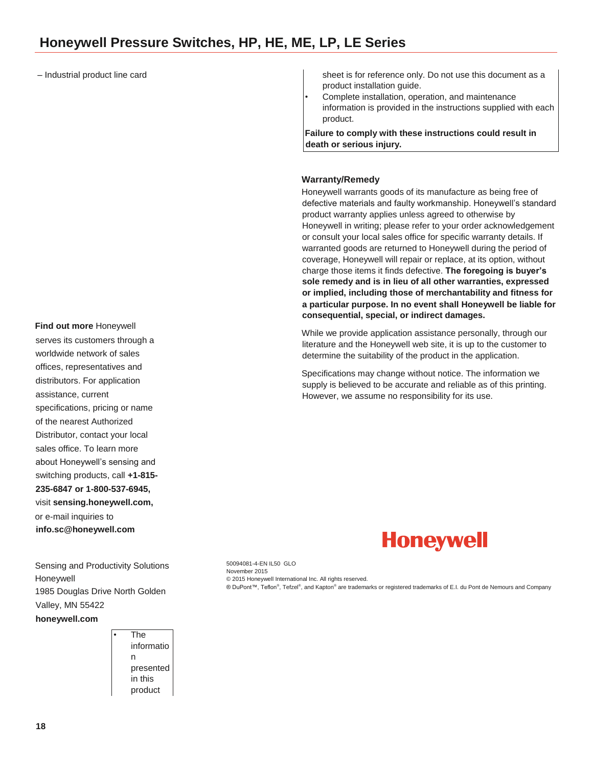– Industrial product line card

- The information presented in this product sheet is for reference only. Do not use this document as a product installation guide.
- Complete installation, operation, and maintenance information is provided in the instructions supplied with each product.

**Failure to comply with these instructions could result in death or serious injury.**

**Find out more** Honeywell serves its customers through a worldwide network of sales offices, representatives and distributors. For application assistance, current specifications, pricing or name of the nearest Authorized Distributor, contact your local sales office. To learn more about Honeywell's sensing and switching products, call **+1-815-235-6847 or 1-800-537-6945,** visit **sensing.honeywell.com,** or e-mail inquiries to **info.sc@honeywell.com**

### Warranty/Remedy

Honeywell warrants goods of its manufacture as being free of defective materials and faulty workmanship. Honeywell's standard product warranty applies unless agreed to otherwise by Honeywell in writing; please refer to your order acknowledgement or consult your local sales office for specific warranty details. If warranted goods are returned to Honeywell during the period of coverage, Honeywell will repair or replace, at its option, without charge those items it finds defective. **The foregoing is buyer's sole remedy and is in lieu of all other warranties, expressed or implied, including those of merchantability and fitness for a particular purpose. In no event shall Honeywell be liable for consequential, special, or indirect damages.**

While we provide application assistance personally, through our literature and the Honeywell web site, it is up to the customer to determine the suitability of the product in the application.

Specifications may change without notice. The information we supply is believed to be accurate and reliable as of this printing. However, we assume no responsibility for its use.

Sensing and Productivity Solutions
Honeywell
1985 Douglas Drive North Golden Valley, MN 55422
**honeywell.com**

**Honeywell**

50094081-4-EN IL50 GLO
November 2015
© 2015 Honeywell International Inc. All rights reserved.
® DuPont™, Teflon®, Tefzel®, and Kapton® are trademarks or registered trademarks of E.I. du Pont de Nemours and Company